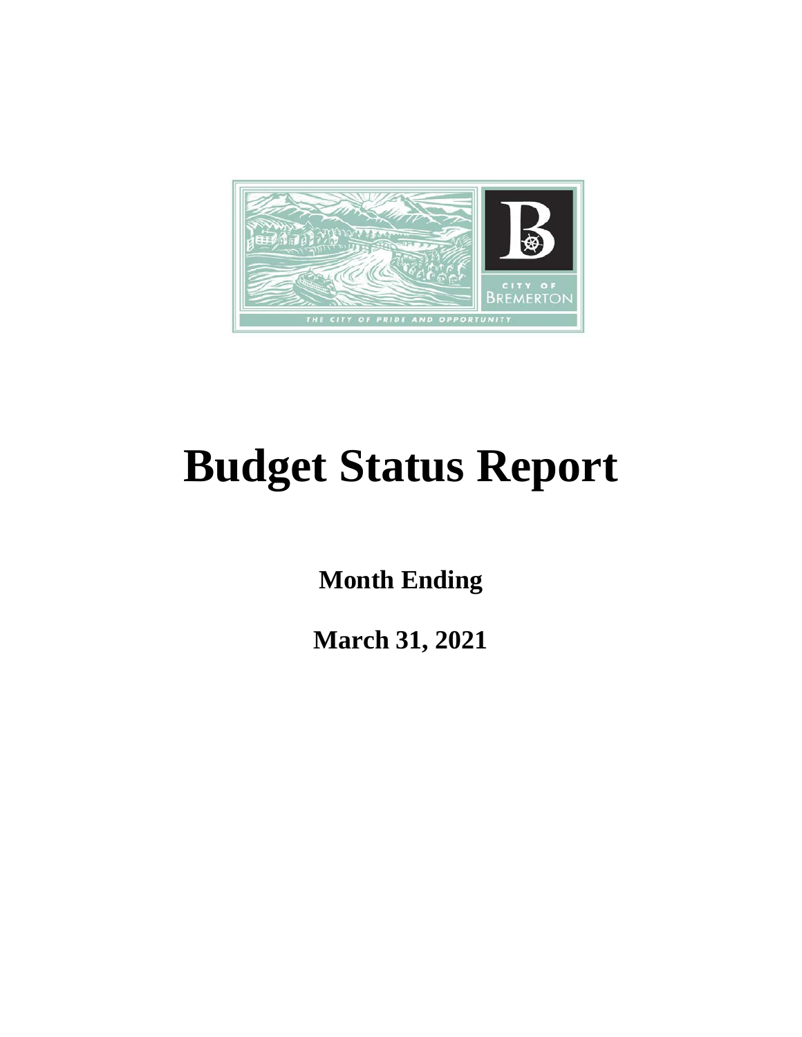# Budget Status Report

**Month Ending**

**March 31, 2021**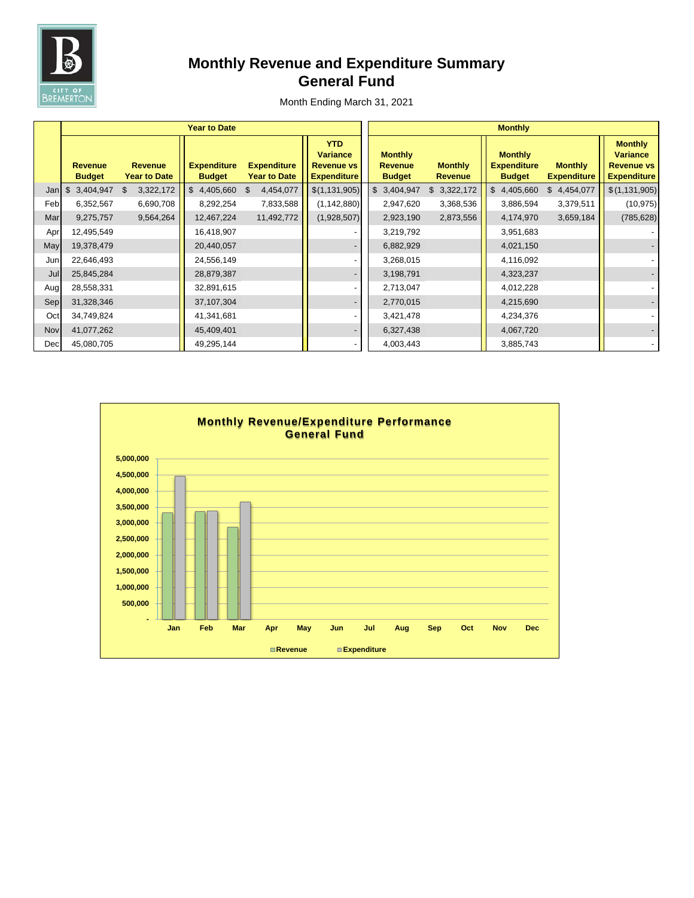# Monthly Revenue and Expenditure Summary
# General Fund

Month Ending March 31, 2021

| | Year to Date | | | | | Monthly | | | | |
|---|---|---|---|---|---|---|---|---|---|---|
| | Revenue Budget | Revenue Year to Date | Expenditure Budget | Expenditure Year to Date | YTD Variance Revenue vs Expenditure | Monthly Revenue Budget | Monthly Revenue | Monthly Expenditure Budget | Monthly Expenditure | Monthly Variance Revenue vs Expenditure |
| Jan | $ 3,404,947 | $ 3,322,172 | $ 4,405,660 | $ 4,454,077 | $(1,131,905) | $ 3,404,947 | $ 3,322,172 | $ 4,405,660 | $ 4,454,077 | $(1,131,905) |
| Feb | 6,352,567 | 6,690,708 | 8,292,254 | 7,833,588 | (1,142,880) | 2,947,620 | 3,368,536 | 3,886,594 | 3,379,511 | (10,975) |
| Mar | 9,275,757 | 9,564,264 | 12,467,224 | 11,492,772 | (1,928,507) | 2,923,190 | 2,873,556 | 4,174,970 | 3,659,184 | (785,628) |
| Apr | 12,495,549 | | 16,418,907 | | - | 3,219,792 | | 3,951,683 | | - |
| May | 19,378,479 | | 20,440,057 | | - | 6,882,929 | | 4,021,150 | | - |
| Jun | 22,646,493 | | 24,556,149 | | - | 3,268,015 | | 4,116,092 | | - |
| Jul | 25,845,284 | | 28,879,387 | | - | 3,198,791 | | 4,323,237 | | - |
| Aug | 28,558,331 | | 32,891,615 | | - | 2,713,047 | | 4,012,228 | | - |
| Sep | 31,328,346 | | 37,107,304 | | - | 2,770,015 | | 4,215,690 | | - |
| Oct | 34,749,824 | | 41,341,681 | | - | 3,421,478 | | 4,234,376 | | - |
| Nov | 41,077,262 | | 45,409,401 | | - | 6,327,438 | | 4,067,720 | | - |
| Dec | 45,080,705 | | 49,295,144 | | - | 4,003,443 | | 3,885,743 | | - |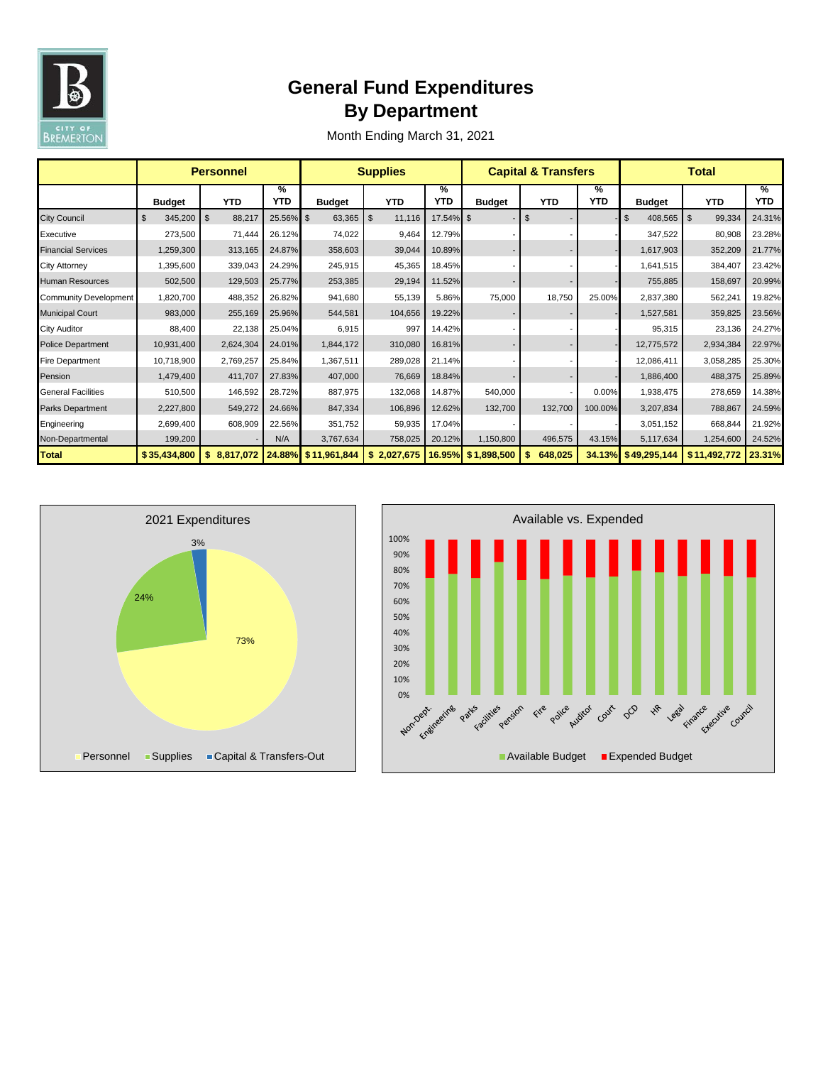# General Fund Expenditures
## By Department

Month Ending March 31, 2021

| | Personnel | | | Supplies | | | Capital & Transfers | | | Total | | |
|---|---|---|---|---|---|---|---|---|---|---|---|---|
| | Budget | YTD | % YTD | Budget | YTD | % YTD | Budget | YTD | % YTD | Budget | YTD | % YTD |
| City Council | $ 345,200 | $ 88,217 | 25.56% | $ 63,365 | $ 11,116 | 17.54% | $ - | $ - | - | $ 408,565 | $ 99,334 | 24.31% |
| Executive | 273,500 | 71,444 | 26.12% | 74,022 | 9,464 | 12.79% | - | - | - | 347,522 | 80,908 | 23.28% |
| Financial Services | 1,259,300 | 313,165 | 24.87% | 358,603 | 39,044 | 10.89% | - | - | - | 1,617,903 | 352,209 | 21.77% |
| City Attorney | 1,395,600 | 339,043 | 24.29% | 245,915 | 45,365 | 18.45% | - | - | - | 1,641,515 | 384,407 | 23.42% |
| Human Resources | 502,500 | 129,503 | 25.77% | 253,385 | 29,194 | 11.52% | - | - | - | 755,885 | 158,697 | 20.99% |
| Community Development | 1,820,700 | 488,352 | 26.82% | 941,680 | 55,139 | 5.86% | 75,000 | 18,750 | 25.00% | 2,837,380 | 562,241 | 19.82% |
| Municipal Court | 983,000 | 255,169 | 25.96% | 544,581 | 104,656 | 19.22% | - | - | - | 1,527,581 | 359,825 | 23.56% |
| City Auditor | 88,400 | 22,138 | 25.04% | 6,915 | 997 | 14.42% | - | - | - | 95,315 | 23,136 | 24.27% |
| Police Department | 10,931,400 | 2,624,304 | 24.01% | 1,844,172 | 310,080 | 16.81% | - | - | - | 12,775,572 | 2,934,384 | 22.97% |
| Fire Department | 10,718,900 | 2,769,257 | 25.84% | 1,367,511 | 289,028 | 21.14% | - | - | - | 12,086,411 | 3,058,285 | 25.30% |
| Pension | 1,479,400 | 411,707 | 27.83% | 407,000 | 76,669 | 18.84% | - | - | - | 1,886,400 | 488,375 | 25.89% |
| General Facilities | 510,500 | 146,592 | 28.72% | 887,975 | 132,068 | 14.87% | 540,000 | - | 0.00% | 1,938,475 | 278,659 | 14.38% |
| Parks Department | 2,227,800 | 549,272 | 24.66% | 847,334 | 106,896 | 12.62% | 132,700 | 132,700 | 100.00% | 3,207,834 | 788,867 | 24.59% |
| Engineering | 2,699,400 | 608,909 | 22.56% | 351,752 | 59,935 | 17.04% | - | - | - | 3,051,152 | 668,844 | 21.92% |
| Non-Departmental | 199,200 | - | N/A | 3,767,634 | 758,025 | 20.12% | 1,150,800 | 496,575 | 43.15% | 5,117,634 | 1,254,600 | 24.52% |
| **Total** | **$ 35,434,800** | **$ 8,817,072** | **24.88%** | **$ 11,961,844** | **$ 2,027,675** | **16.95%** | **$ 1,898,500** | **$ 648,025** | **34.13%** | **$ 49,295,144** | **$ 11,492,772** | **23.31%** |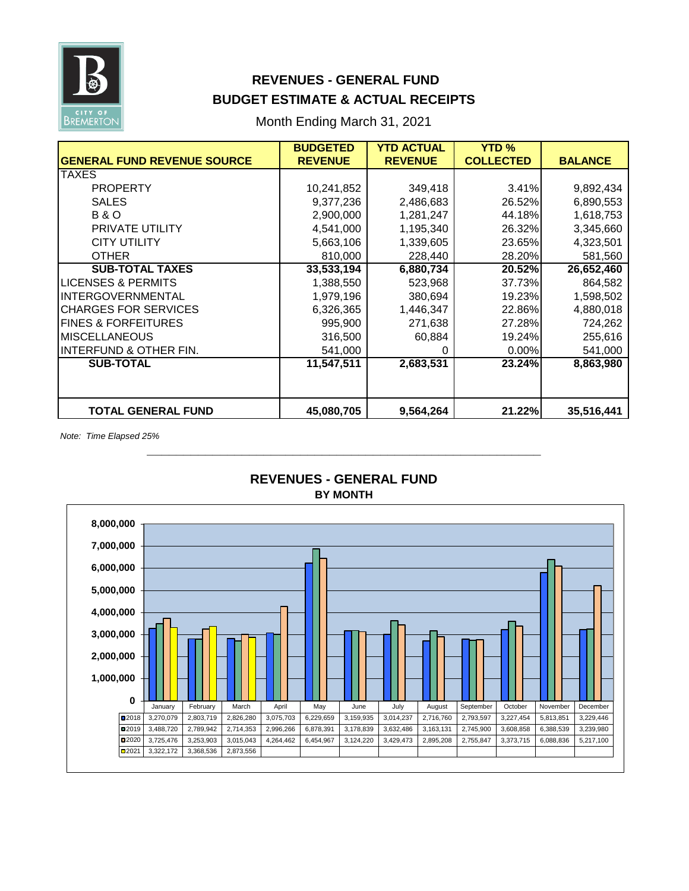# REVENUES - GENERAL FUND
## BUDGET ESTIMATE & ACTUAL RECEIPTS

Month Ending March 31, 2021

| GENERAL FUND REVENUE SOURCE | BUDGETED REVENUE | YTD ACTUAL REVENUE | YTD % COLLECTED | BALANCE |
|---|---|---|---|---|
| TAXES | | | | |
| PROPERTY | 10,241,852 | 349,418 | 3.41% | 9,892,434 |
| SALES | 9,377,236 | 2,486,683 | 26.52% | 6,890,553 |
| B & O | 2,900,000 | 1,281,247 | 44.18% | 1,618,753 |
| PRIVATE UTILITY | 4,541,000 | 1,195,340 | 26.32% | 3,345,660 |
| CITY UTILITY | 5,663,106 | 1,339,605 | 23.65% | 4,323,501 |
| OTHER | 810,000 | 228,440 | 28.20% | 581,560 |
| **SUB-TOTAL TAXES** | **33,533,194** | **6,880,734** | **20.52%** | **26,652,460** |
| LICENSES & PERMITS | 1,388,550 | 523,968 | 37.73% | 864,582 |
| INTERGOVERNMENTAL | 1,979,196 | 380,694 | 19.23% | 1,598,502 |
| CHARGES FOR SERVICES | 6,326,365 | 1,446,347 | 22.86% | 4,880,018 |
| FINES & FORFEITURES | 995,900 | 271,638 | 27.28% | 724,262 |
| MISCELLANEOUS | 316,500 | 60,884 | 19.24% | 255,616 |
| INTERFUND & OTHER FIN. | 541,000 | 0 | 0.00% | 541,000 |
| **SUB-TOTAL** | **11,547,511** | **2,683,531** | **23.24%** | **8,863,980** |
| **TOTAL GENERAL FUND** | **45,080,705** | **9,564,264** | **21.22%** | **35,516,441** |

*Note: Time Elapsed 25%*

## REVENUES - GENERAL FUND
### BY MONTH

| | January | February | March | April | May | June | July | August | September | October | November | December |
|---|---|---|---|---|---|---|---|---|---|---|---|---|
| 2018 | 3,270,079 | 2,803,719 | 2,826,280 | 3,075,703 | 6,229,659 | 3,159,935 | 3,014,237 | 2,716,760 | 2,793,597 | 3,227,454 | 5,813,851 | 3,229,446 |
| 2019 | 3,488,720 | 2,789,942 | 2,714,353 | 2,996,266 | 6,878,391 | 3,178,839 | 3,632,486 | 3,163,131 | 2,745,900 | 3,608,858 | 6,388,539 | 3,239,980 |
| 2020 | 3,725,476 | 3,253,903 | 3,015,043 | 4,264,462 | 6,454,967 | 3,124,220 | 3,429,473 | 2,895,208 | 2,755,847 | 3,373,715 | 6,088,836 | 5,217,100 |
| 2021 | 3,322,172 | 3,368,536 | 2,873,556 | | | | | | | | | |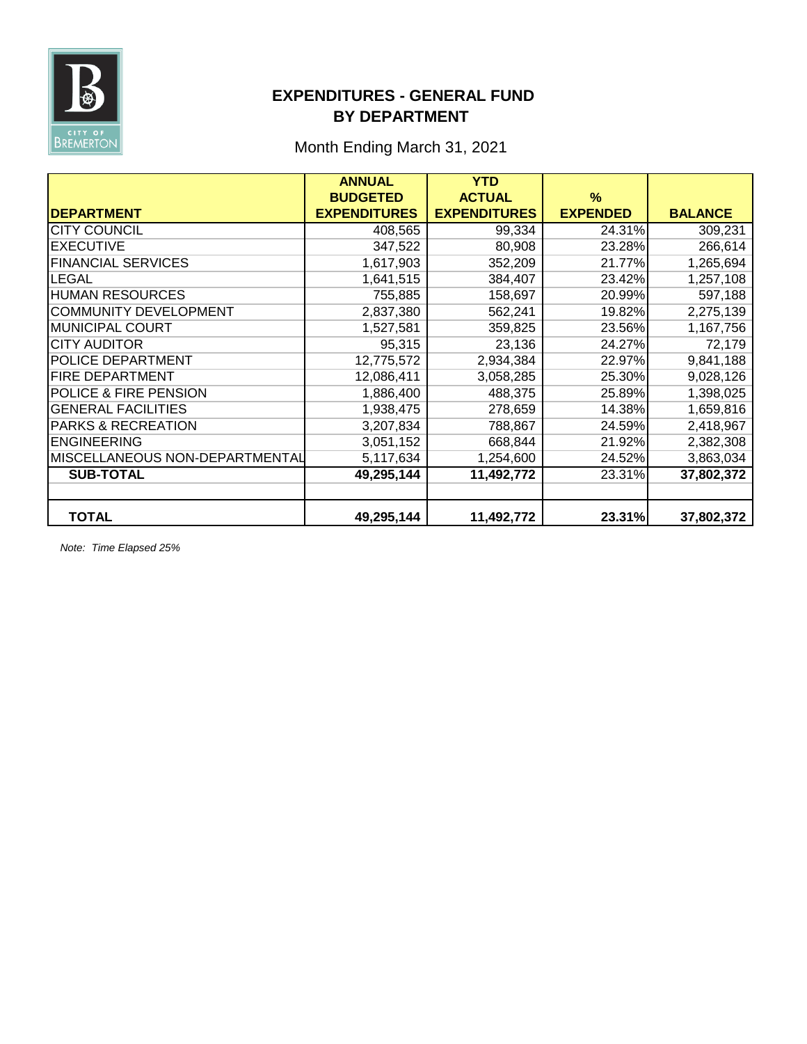# EXPENDITURES - GENERAL FUND
## BY DEPARTMENT

Month Ending March 31, 2021

| DEPARTMENT | ANNUAL BUDGETED EXPENDITURES | YTD ACTUAL EXPENDITURES | % EXPENDED | BALANCE |
|---|---|---|---|---|
| CITY COUNCIL | 408,565 | 99,334 | 24.31% | 309,231 |
| EXECUTIVE | 347,522 | 80,908 | 23.28% | 266,614 |
| FINANCIAL SERVICES | 1,617,903 | 352,209 | 21.77% | 1,265,694 |
| LEGAL | 1,641,515 | 384,407 | 23.42% | 1,257,108 |
| HUMAN RESOURCES | 755,885 | 158,697 | 20.99% | 597,188 |
| COMMUNITY DEVELOPMENT | 2,837,380 | 562,241 | 19.82% | 2,275,139 |
| MUNICIPAL COURT | 1,527,581 | 359,825 | 23.56% | 1,167,756 |
| CITY AUDITOR | 95,315 | 23,136 | 24.27% | 72,179 |
| POLICE DEPARTMENT | 12,775,572 | 2,934,384 | 22.97% | 9,841,188 |
| FIRE DEPARTMENT | 12,086,411 | 3,058,285 | 25.30% | 9,028,126 |
| POLICE & FIRE PENSION | 1,886,400 | 488,375 | 25.89% | 1,398,025 |
| GENERAL FACILITIES | 1,938,475 | 278,659 | 14.38% | 1,659,816 |
| PARKS & RECREATION | 3,207,834 | 788,867 | 24.59% | 2,418,967 |
| ENGINEERING | 3,051,152 | 668,844 | 21.92% | 2,382,308 |
| MISCELLANEOUS NON-DEPARTMENTAL | 5,117,634 | 1,254,600 | 24.52% | 3,863,034 |
| **SUB-TOTAL** | **49,295,144** | **11,492,772** | 23.31% | **37,802,372** |
| | | | | |
| **TOTAL** | **49,295,144** | **11,492,772** | **23.31%** | **37,802,372** |

*Note: Time Elapsed 25%*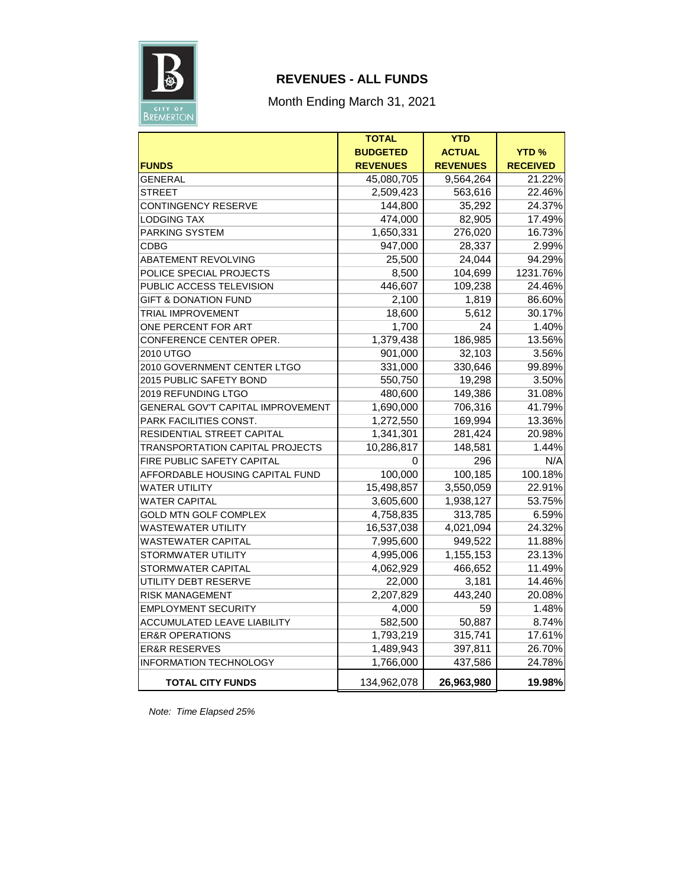# REVENUES - ALL FUNDS

Month Ending March 31, 2021

| FUNDS | TOTAL BUDGETED REVENUES | YTD ACTUAL REVENUES | YTD % RECEIVED |
|---|---|---|---|
| GENERAL | 45,080,705 | 9,564,264 | 21.22% |
| STREET | 2,509,423 | 563,616 | 22.46% |
| CONTINGENCY RESERVE | 144,800 | 35,292 | 24.37% |
| LODGING TAX | 474,000 | 82,905 | 17.49% |
| PARKING SYSTEM | 1,650,331 | 276,020 | 16.73% |
| CDBG | 947,000 | 28,337 | 2.99% |
| ABATEMENT REVOLVING | 25,500 | 24,044 | 94.29% |
| POLICE SPECIAL PROJECTS | 8,500 | 104,699 | 1231.76% |
| PUBLIC ACCESS TELEVISION | 446,607 | 109,238 | 24.46% |
| GIFT & DONATION FUND | 2,100 | 1,819 | 86.60% |
| TRIAL IMPROVEMENT | 18,600 | 5,612 | 30.17% |
| ONE PERCENT FOR ART | 1,700 | 24 | 1.40% |
| CONFERENCE CENTER OPER. | 1,379,438 | 186,985 | 13.56% |
| 2010 UTGO | 901,000 | 32,103 | 3.56% |
| 2010 GOVERNMENT CENTER LTGO | 331,000 | 330,646 | 99.89% |
| 2015 PUBLIC SAFETY BOND | 550,750 | 19,298 | 3.50% |
| 2019 REFUNDING LTGO | 480,600 | 149,386 | 31.08% |
| GENERAL GOV'T CAPITAL IMPROVEMENT | 1,690,000 | 706,316 | 41.79% |
| PARK FACILITIES CONST. | 1,272,550 | 169,994 | 13.36% |
| RESIDENTIAL STREET CAPITAL | 1,341,301 | 281,424 | 20.98% |
| TRANSPORTATION CAPITAL PROJECTS | 10,286,817 | 148,581 | 1.44% |
| FIRE PUBLIC SAFETY CAPITAL | 0 | 296 | N/A |
| AFFORDABLE HOUSING CAPITAL FUND | 100,000 | 100,185 | 100.18% |
| WATER UTILITY | 15,498,857 | 3,550,059 | 22.91% |
| WATER CAPITAL | 3,605,600 | 1,938,127 | 53.75% |
| GOLD MTN GOLF COMPLEX | 4,758,835 | 313,785 | 6.59% |
| WASTEWATER UTILITY | 16,537,038 | 4,021,094 | 24.32% |
| WASTEWATER CAPITAL | 7,995,600 | 949,522 | 11.88% |
| STORMWATER UTILITY | 4,995,006 | 1,155,153 | 23.13% |
| STORMWATER CAPITAL | 4,062,929 | 466,652 | 11.49% |
| UTILITY DEBT RESERVE | 22,000 | 3,181 | 14.46% |
| RISK MANAGEMENT | 2,207,829 | 443,240 | 20.08% |
| EMPLOYMENT SECURITY | 4,000 | 59 | 1.48% |
| ACCUMULATED LEAVE LIABILITY | 582,500 | 50,887 | 8.74% |
| ER&R OPERATIONS | 1,793,219 | 315,741 | 17.61% |
| ER&R RESERVES | 1,489,943 | 397,811 | 26.70% |
| INFORMATION TECHNOLOGY | 1,766,000 | 437,586 | 24.78% |
| **TOTAL CITY FUNDS** | 134,962,078 | **26,963,980** | **19.98%** |

*Note: Time Elapsed 25%*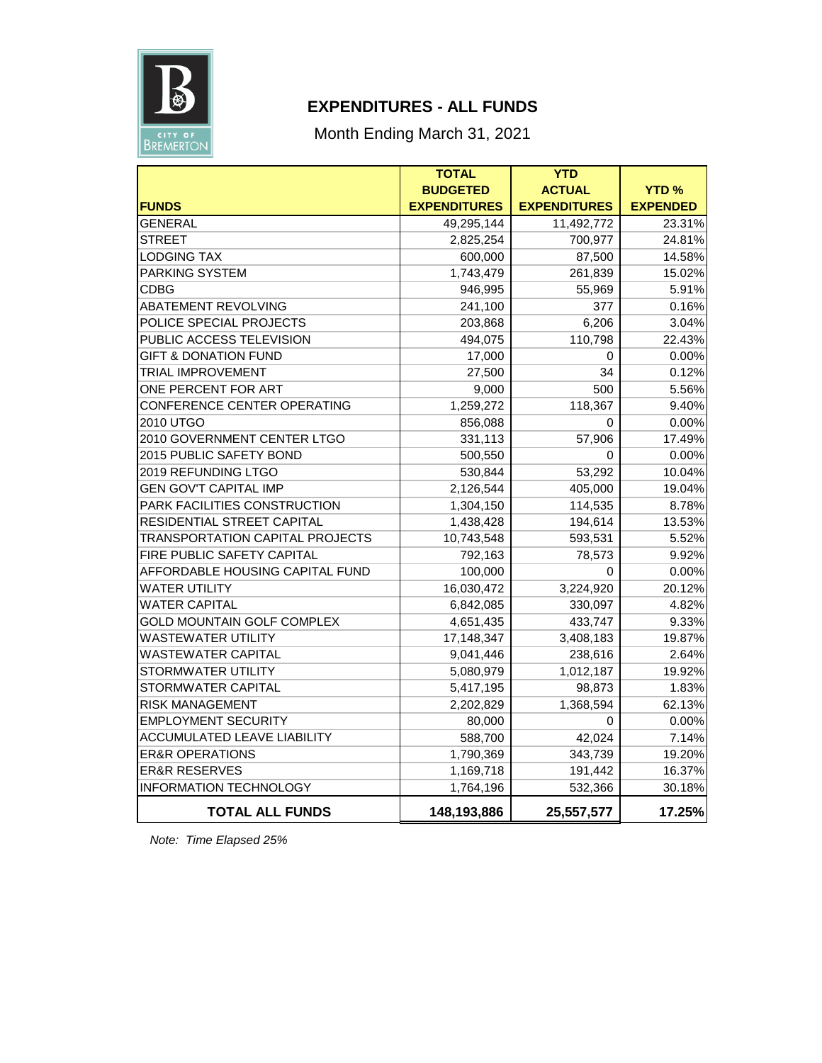# EXPENDITURES - ALL FUNDS

Month Ending March 31, 2021

| FUNDS | TOTAL BUDGETED EXPENDITURES | YTD ACTUAL EXPENDITURES | YTD % EXPENDED |
|---|---|---|---|
| GENERAL | 49,295,144 | 11,492,772 | 23.31% |
| STREET | 2,825,254 | 700,977 | 24.81% |
| LODGING TAX | 600,000 | 87,500 | 14.58% |
| PARKING SYSTEM | 1,743,479 | 261,839 | 15.02% |
| CDBG | 946,995 | 55,969 | 5.91% |
| ABATEMENT REVOLVING | 241,100 | 377 | 0.16% |
| POLICE SPECIAL PROJECTS | 203,868 | 6,206 | 3.04% |
| PUBLIC ACCESS TELEVISION | 494,075 | 110,798 | 22.43% |
| GIFT & DONATION FUND | 17,000 | 0 | 0.00% |
| TRIAL IMPROVEMENT | 27,500 | 34 | 0.12% |
| ONE PERCENT FOR ART | 9,000 | 500 | 5.56% |
| CONFERENCE CENTER OPERATING | 1,259,272 | 118,367 | 9.40% |
| 2010 UTGO | 856,088 | 0 | 0.00% |
| 2010 GOVERNMENT CENTER LTGO | 331,113 | 57,906 | 17.49% |
| 2015 PUBLIC SAFETY BOND | 500,550 | 0 | 0.00% |
| 2019 REFUNDING LTGO | 530,844 | 53,292 | 10.04% |
| GEN GOV'T CAPITAL IMP | 2,126,544 | 405,000 | 19.04% |
| PARK FACILITIES CONSTRUCTION | 1,304,150 | 114,535 | 8.78% |
| RESIDENTIAL STREET CAPITAL | 1,438,428 | 194,614 | 13.53% |
| TRANSPORTATION CAPITAL PROJECTS | 10,743,548 | 593,531 | 5.52% |
| FIRE PUBLIC SAFETY CAPITAL | 792,163 | 78,573 | 9.92% |
| AFFORDABLE HOUSING CAPITAL FUND | 100,000 | 0 | 0.00% |
| WATER UTILITY | 16,030,472 | 3,224,920 | 20.12% |
| WATER CAPITAL | 6,842,085 | 330,097 | 4.82% |
| GOLD MOUNTAIN GOLF COMPLEX | 4,651,435 | 433,747 | 9.33% |
| WASTEWATER UTILITY | 17,148,347 | 3,408,183 | 19.87% |
| WASTEWATER CAPITAL | 9,041,446 | 238,616 | 2.64% |
| STORMWATER UTILITY | 5,080,979 | 1,012,187 | 19.92% |
| STORMWATER CAPITAL | 5,417,195 | 98,873 | 1.83% |
| RISK MANAGEMENT | 2,202,829 | 1,368,594 | 62.13% |
| EMPLOYMENT SECURITY | 80,000 | 0 | 0.00% |
| ACCUMULATED LEAVE LIABILITY | 588,700 | 42,024 | 7.14% |
| ER&R OPERATIONS | 1,790,369 | 343,739 | 19.20% |
| ER&R RESERVES | 1,169,718 | 191,442 | 16.37% |
| INFORMATION TECHNOLOGY | 1,764,196 | 532,366 | 30.18% |
| **TOTAL ALL FUNDS** | **148,193,886** | **25,557,577** | **17.25%** |

*Note: Time Elapsed 25%*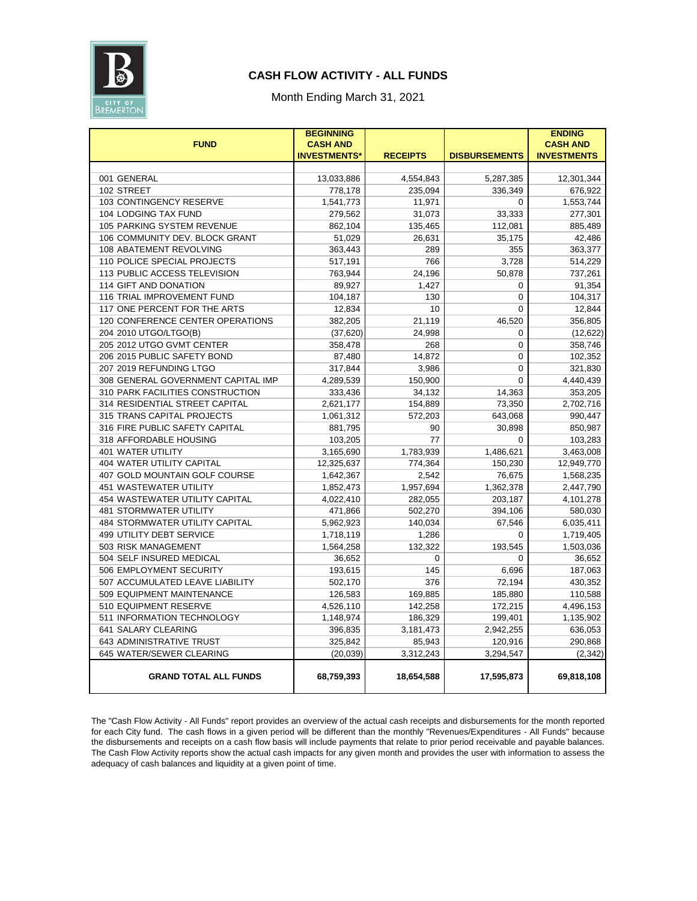# CASH FLOW ACTIVITY - ALL FUNDS

Month Ending March 31, 2021

| FUND | BEGINNING CASH AND INVESTMENTS* | RECEIPTS | DISBURSEMENTS | ENDING CASH AND INVESTMENTS |
|---|---|---|---|---|
| 001 GENERAL | 13,033,886 | 4,554,843 | 5,287,385 | 12,301,344 |
| 102 STREET | 778,178 | 235,094 | 336,349 | 676,922 |
| 103 CONTINGENCY RESERVE | 1,541,773 | 11,971 | 0 | 1,553,744 |
| 104 LODGING TAX FUND | 279,562 | 31,073 | 33,333 | 277,301 |
| 105 PARKING SYSTEM REVENUE | 862,104 | 135,465 | 112,081 | 885,489 |
| 106 COMMUNITY DEV. BLOCK GRANT | 51,029 | 26,631 | 35,175 | 42,486 |
| 108 ABATEMENT REVOLVING | 363,443 | 289 | 355 | 363,377 |
| 110 POLICE SPECIAL PROJECTS | 517,191 | 766 | 3,728 | 514,229 |
| 113 PUBLIC ACCESS TELEVISION | 763,944 | 24,196 | 50,878 | 737,261 |
| 114 GIFT AND DONATION | 89,927 | 1,427 | 0 | 91,354 |
| 116 TRIAL IMPROVEMENT FUND | 104,187 | 130 | 0 | 104,317 |
| 117 ONE PERCENT FOR THE ARTS | 12,834 | 10 | 0 | 12,844 |
| 120 CONFERENCE CENTER OPERATIONS | 382,205 | 21,119 | 46,520 | 356,805 |
| 204 2010 UTGO/LTGO(B) | (37,620) | 24,998 | 0 | (12,622) |
| 205 2012 UTGO GVMT CENTER | 358,478 | 268 | 0 | 358,746 |
| 206 2015 PUBLIC SAFETY BOND | 87,480 | 14,872 | 0 | 102,352 |
| 207 2019 REFUNDING LTGO | 317,844 | 3,986 | 0 | 321,830 |
| 308 GENERAL GOVERNMENT CAPITAL IMP | 4,289,539 | 150,900 | 0 | 4,440,439 |
| 310 PARK FACILITIES CONSTRUCTION | 333,436 | 34,132 | 14,363 | 353,205 |
| 314 RESIDENTIAL STREET CAPITAL | 2,621,177 | 154,889 | 73,350 | 2,702,716 |
| 315 TRANS CAPITAL PROJECTS | 1,061,312 | 572,203 | 643,068 | 990,447 |
| 316 FIRE PUBLIC SAFETY CAPITAL | 881,795 | 90 | 30,898 | 850,987 |
| 318 AFFORDABLE HOUSING | 103,205 | 77 | 0 | 103,283 |
| 401 WATER UTILITY | 3,165,690 | 1,783,939 | 1,486,621 | 3,463,008 |
| 404 WATER UTILITY CAPITAL | 12,325,637 | 774,364 | 150,230 | 12,949,770 |
| 407 GOLD MOUNTAIN GOLF COURSE | 1,642,367 | 2,542 | 76,675 | 1,568,235 |
| 451 WASTEWATER UTILITY | 1,852,473 | 1,957,694 | 1,362,378 | 2,447,790 |
| 454 WASTEWATER UTILITY CAPITAL | 4,022,410 | 282,055 | 203,187 | 4,101,278 |
| 481 STORMWATER UTILITY | 471,866 | 502,270 | 394,106 | 580,030 |
| 484 STORMWATER UTILITY CAPITAL | 5,962,923 | 140,034 | 67,546 | 6,035,411 |
| 499 UTILITY DEBT SERVICE | 1,718,119 | 1,286 | 0 | 1,719,405 |
| 503 RISK MANAGEMENT | 1,564,258 | 132,322 | 193,545 | 1,503,036 |
| 504 SELF INSURED MEDICAL | 36,652 | 0 | 0 | 36,652 |
| 506 EMPLOYMENT SECURITY | 193,615 | 145 | 6,696 | 187,063 |
| 507 ACCUMULATED LEAVE LIABILITY | 502,170 | 376 | 72,194 | 430,352 |
| 509 EQUIPMENT MAINTENANCE | 126,583 | 169,885 | 185,880 | 110,588 |
| 510 EQUIPMENT RESERVE | 4,526,110 | 142,258 | 172,215 | 4,496,153 |
| 511 INFORMATION TECHNOLOGY | 1,148,974 | 186,329 | 199,401 | 1,135,902 |
| 641 SALARY CLEARING | 396,835 | 3,181,473 | 2,942,255 | 636,053 |
| 643 ADMINISTRATIVE TRUST | 325,842 | 85,943 | 120,916 | 290,868 |
| 645 WATER/SEWER CLEARING | (20,039) | 3,312,243 | 3,294,547 | (2,342) |
| **GRAND TOTAL ALL FUNDS** | **68,759,393** | **18,654,588** | **17,595,873** | **69,818,108** |

The "Cash Flow Activity - All Funds" report provides an overview of the actual cash receipts and disbursements for the month reported for each City fund. The cash flows in a given period will be different than the monthly "Revenues/Expenditures - All Funds" because the disbursements and receipts on a cash flow basis will include payments that relate to prior period receivable and payable balances. The Cash Flow Activity reports show the actual cash impacts for any given month and provides the user with information to assess the adequacy of cash balances and liquidity at a given point of time.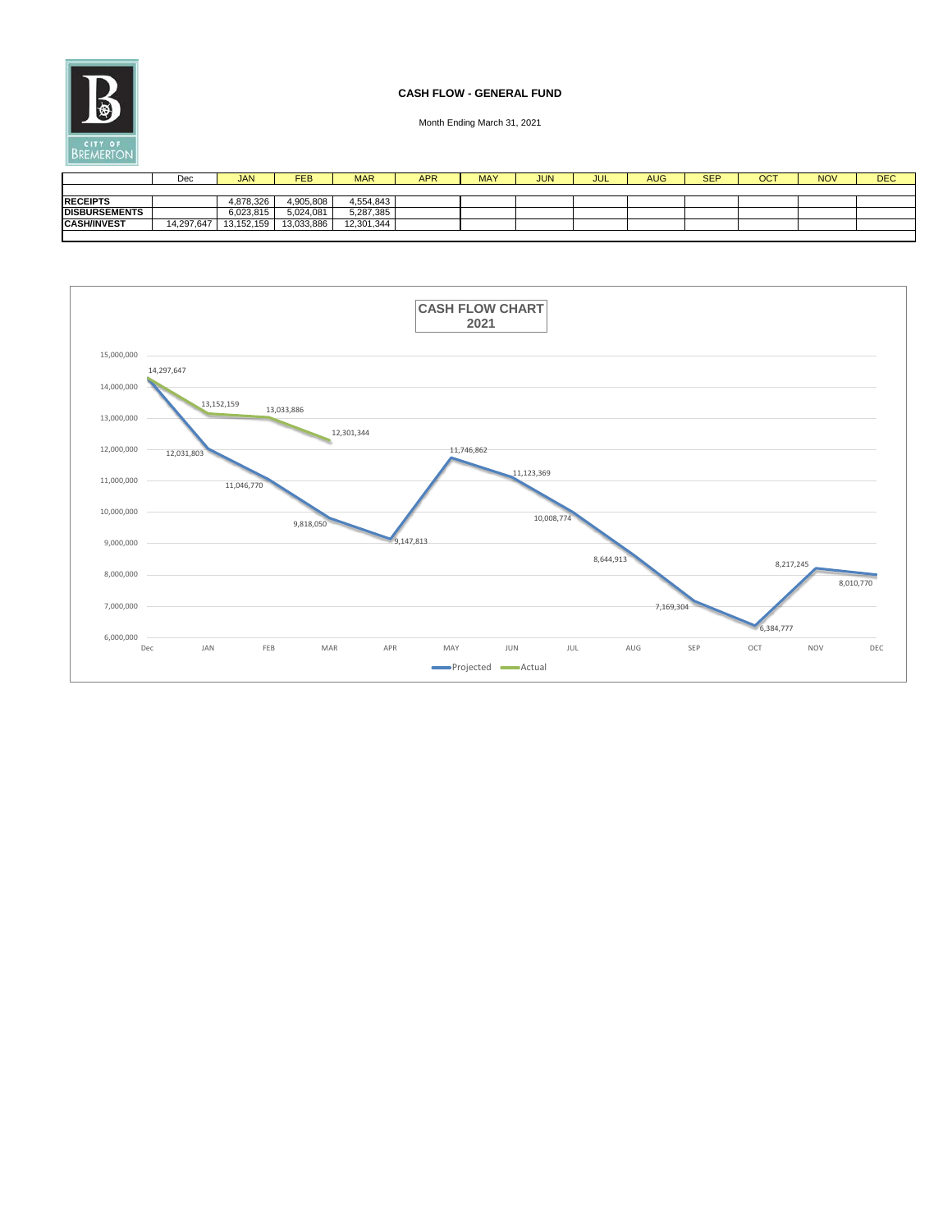CITY OF BREMERTON

## CASH FLOW - GENERAL FUND

Month Ending March 31, 2021

| | Dec | JAN | FEB | MAR | APR | MAY | JUN | JUL | AUG | SEP | OCT | NOV | DEC |
|---|---|---|---|---|---|---|---|---|---|---|---|---|---|
| **RECEIPTS** | | 4,878,326 | 4,905,808 | 4,554,843 | | | | | | | | | |
| **DISBURSEMENTS** | | 6,023,815 | 5,024,081 | 5,287,385 | | | | | | | | | |
| **CASH/INVEST** | 14,297,647 | 13,152,159 | 13,033,886 | 12,301,344 | | | | | | | | | |

**CASH FLOW CHART 2021**

| | Dec | JAN | FEB | MAR | APR | MAY | JUN | JUL | AUG | SEP | OCT | NOV | DEC |
|---|---|---|---|---|---|---|---|---|---|---|---|---|---|
| Projected | 14,297,647 | 12,031,803 | 11,046,770 | 9,818,050 | 9,147,813 | 11,746,862 | 11,123,369 | 10,008,774 | 8,644,913 | 7,169,304 | 6,384,777 | 8,217,245 | 8,010,770 |
| Actual | 14,297,647 | 13,152,159 | 13,033,886 | 12,301,344 | | | | | | | | | |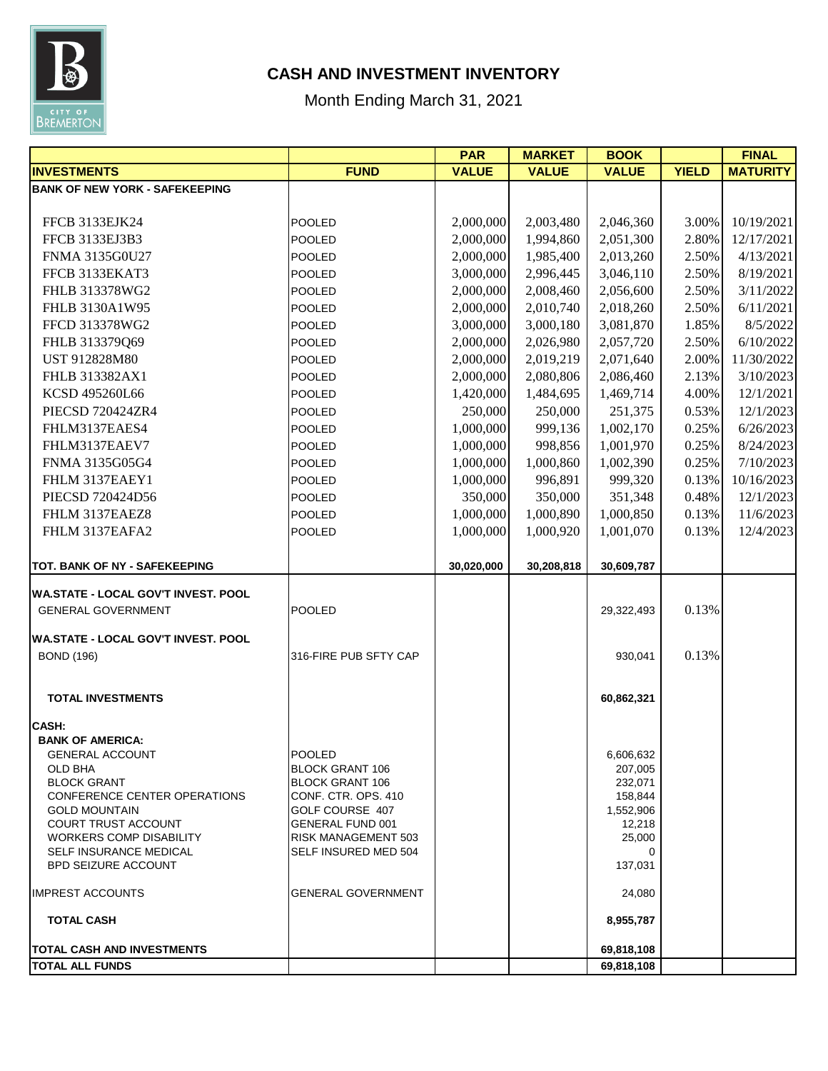# CASH AND INVESTMENT INVENTORY

Month Ending March 31, 2021

| INVESTMENTS | FUND | PAR VALUE | MARKET VALUE | BOOK VALUE | YIELD | FINAL MATURITY |
|---|---|---|---|---|---|---|
| **BANK OF NEW YORK - SAFEKEEPING** | | | | | | |
| FFCB 3133EJK24 | POOLED | 2,000,000 | 2,003,480 | 2,046,360 | 3.00% | 10/19/2021 |
| FFCB 3133EJ3B3 | POOLED | 2,000,000 | 1,994,860 | 2,051,300 | 2.80% | 12/17/2021 |
| FNMA 3135G0U27 | POOLED | 2,000,000 | 1,985,400 | 2,013,260 | 2.50% | 4/13/2021 |
| FFCB 3133EKAT3 | POOLED | 3,000,000 | 2,996,445 | 3,046,110 | 2.50% | 8/19/2021 |
| FHLB 313378WG2 | POOLED | 2,000,000 | 2,008,460 | 2,056,600 | 2.50% | 3/11/2022 |
| FHLB 3130A1W95 | POOLED | 2,000,000 | 2,010,740 | 2,018,260 | 2.50% | 6/11/2021 |
| FFCD 313378WG2 | POOLED | 3,000,000 | 3,000,180 | 3,081,870 | 1.85% | 8/5/2022 |
| FHLB 313379Q69 | POOLED | 2,000,000 | 2,026,980 | 2,057,720 | 2.50% | 6/10/2022 |
| UST 912828M80 | POOLED | 2,000,000 | 2,019,219 | 2,071,640 | 2.00% | 11/30/2022 |
| FHLB 313382AX1 | POOLED | 2,000,000 | 2,080,806 | 2,086,460 | 2.13% | 3/10/2023 |
| KCSD 495260L66 | POOLED | 1,420,000 | 1,484,695 | 1,469,714 | 4.00% | 12/1/2021 |
| PIECSD 720424ZR4 | POOLED | 250,000 | 250,000 | 251,375 | 0.53% | 12/1/2023 |
| FHLM3137EAES4 | POOLED | 1,000,000 | 999,136 | 1,002,170 | 0.25% | 6/26/2023 |
| FHLM3137EAEV7 | POOLED | 1,000,000 | 998,856 | 1,001,970 | 0.25% | 8/24/2023 |
| FNMA 3135G05G4 | POOLED | 1,000,000 | 1,000,860 | 1,002,390 | 0.25% | 7/10/2023 |
| FHLM 3137EAEY1 | POOLED | 1,000,000 | 996,891 | 999,320 | 0.13% | 10/16/2023 |
| PIECSD 720424D56 | POOLED | 350,000 | 350,000 | 351,348 | 0.48% | 12/1/2023 |
| FHLM 3137EAEZ8 | POOLED | 1,000,000 | 1,000,890 | 1,000,850 | 0.13% | 11/6/2023 |
| FHLM 3137EAFA2 | POOLED | 1,000,000 | 1,000,920 | 1,001,070 | 0.13% | 12/4/2023 |
| **TOT. BANK OF NY - SAFEKEEPING** | | **30,020,000** | **30,208,818** | **30,609,787** | | |
| **WA.STATE - LOCAL GOV'T INVEST. POOL** | | | | | | |
| GENERAL GOVERNMENT | POOLED | | | 29,322,493 | 0.13% | |
| **WA.STATE - LOCAL GOV'T INVEST. POOL** | | | | | | |
| BOND (196) | 316-FIRE PUB SFTY CAP | | | 930,041 | 0.13% | |
| **TOTAL INVESTMENTS** | | | | **60,862,321** | | |
| **CASH:** | | | | | | |
| **BANK OF AMERICA:** | | | | | | |
| GENERAL ACCOUNT | POOLED | | | 6,606,632 | | |
| OLD BHA | BLOCK GRANT 106 | | | 207,005 | | |
| BLOCK GRANT | BLOCK GRANT 106 | | | 232,071 | | |
| CONFERENCE CENTER OPERATIONS | CONF. CTR. OPS. 410 | | | 158,844 | | |
| GOLD MOUNTAIN | GOLF COURSE 407 | | | 1,552,906 | | |
| COURT TRUST ACCOUNT | GENERAL FUND 001 | | | 12,218 | | |
| WORKERS COMP DISABILITY | RISK MANAGEMENT 503 | | | 25,000 | | |
| SELF INSURANCE MEDICAL | SELF INSURED MED 504 | | | 0 | | |
| BPD SEIZURE ACCOUNT | | | | 137,031 | | |
| IMPREST ACCOUNTS | GENERAL GOVERNMENT | | | 24,080 | | |
| **TOTAL CASH** | | | | **8,955,787** | | |
| **TOTAL CASH AND INVESTMENTS** | | | | **69,818,108** | | |
| **TOTAL ALL FUNDS** | | | | **69,818,108** | | |